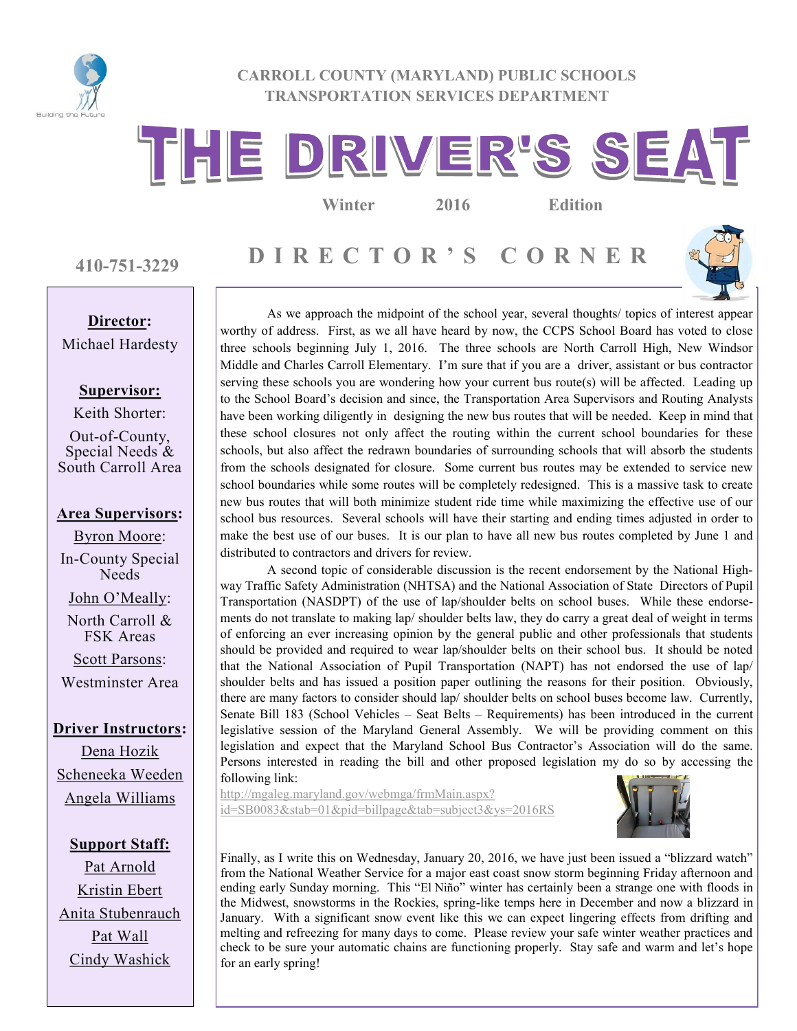CARROLL COUNTY (MARYLAND) PUBLIC SCHOOLS
TRANSPORTATION SERVICES DEPARTMENT

# THE DRIVER'S SEAT

**Winter 2016 Edition**

**410-751-3229**

**Director:**
Michael Hardesty

**Supervisor:**
Keith Shorter:
Out-of-County, Special Needs & South Carroll Area

**Area Supervisors:**
Byron Moore:
In-County Special Needs

John O'Meally:
North Carroll & FSK Areas

Scott Parsons:
Westminster Area

**Driver Instructors:**
Dena Hozik
Scheneeka Weeden
Angela Williams

**Support Staff:**
Pat Arnold
Kristin Ebert
Anita Stubenrauch
Pat Wall
Cindy Washick

## DIRECTOR'S CORNER

As we approach the midpoint of the school year, several thoughts/ topics of interest appear worthy of address. First, as we all have heard by now, the CCPS School Board has voted to close three schools beginning July 1, 2016. The three schools are North Carroll High, New Windsor Middle and Charles Carroll Elementary. I'm sure that if you are a driver, assistant or bus contractor serving these schools you are wondering how your current bus route(s) will be affected. Leading up to the School Board's decision and since, the Transportation Area Supervisors and Routing Analysts have been working diligently in designing the new bus routes that will be needed. Keep in mind that these school closures not only affect the routing within the current school boundaries for these schools, but also affect the redrawn boundaries of surrounding schools that will absorb the students from the schools designated for closure. Some current bus routes may be extended to service new school boundaries while some routes will be completely redesigned. This is a massive task to create new bus routes that will both minimize student ride time while maximizing the effective use of our school bus resources. Several schools will have their starting and ending times adjusted in order to make the best use of our buses. It is our plan to have all new bus routes completed by June 1 and distributed to contractors and drivers for review.

A second topic of considerable discussion is the recent endorsement by the National Highway Traffic Safety Administration (NHTSA) and the National Association of State Directors of Pupil Transportation (NASDPT) of the use of lap/shoulder belts on school buses. While these endorsements do not translate to making lap/ shoulder belts law, they do carry a great deal of weight in terms of enforcing an ever increasing opinion by the general public and other professionals that students should be provided and required to wear lap/shoulder belts on their school bus. It should be noted that the National Association of Pupil Transportation (NAPT) has not endorsed the use of lap/ shoulder belts and has issued a position paper outlining the reasons for their position. Obviously, there are many factors to consider should lap/ shoulder belts on school buses become law. Currently, Senate Bill 183 (School Vehicles – Seat Belts – Requirements) has been introduced in the current legislative session of the Maryland General Assembly. We will be providing comment on this legislation and expect that the Maryland School Bus Contractor's Association will do the same. Persons interested in reading the bill and other proposed legislation my do so by accessing the following link:
http://mgaleg.maryland.gov/webmga/frmMain.aspx?id=SB0083&stab=01&pid=billpage&tab=subject3&ys=2016RS

Finally, as I write this on Wednesday, January 20, 2016, we have just been issued a "blizzard watch" from the National Weather Service for a major east coast snow storm beginning Friday afternoon and ending early Sunday morning. This "El Niño" winter has certainly been a strange one with floods in the Midwest, snowstorms in the Rockies, spring-like temps here in December and now a blizzard in January. With a significant snow event like this we can expect lingering effects from drifting and melting and refreezing for many days to come. Please review your safe winter weather practices and check to be sure your automatic chains are functioning properly. Stay safe and warm and let's hope for an early spring!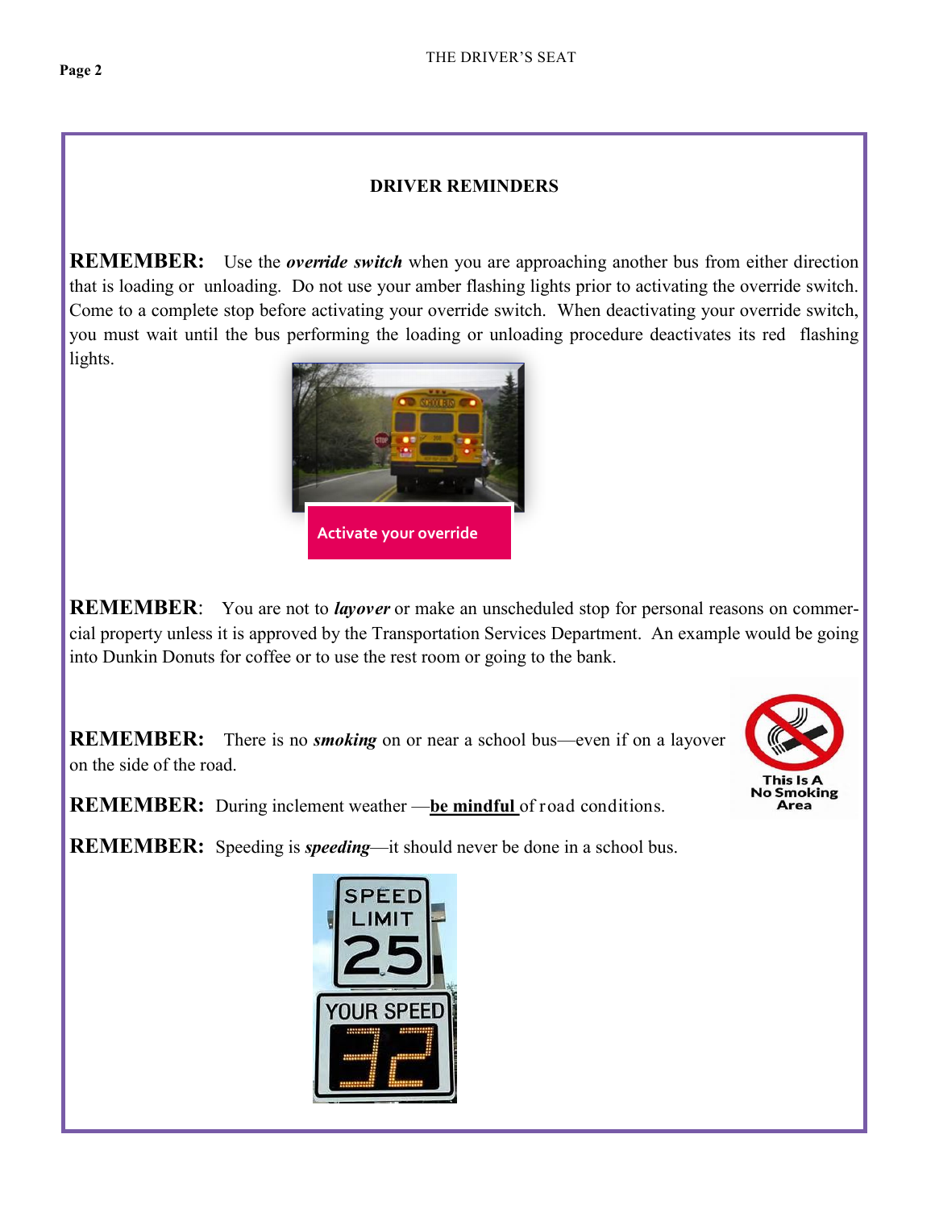## DRIVER REMINDERS

**REMEMBER:** Use the ***override switch*** when you are approaching another bus from either direction that is loading or unloading. Do not use your amber flashing lights prior to activating the override switch. Come to a complete stop before activating your override switch. When deactivating your override switch, you must wait until the bus performing the loading or unloading procedure deactivates its red flashing lights.

Activate your override

**REMEMBER**: You are not to ***layover*** or make an unscheduled stop for personal reasons on commercial property unless it is approved by the Transportation Services Department. An example would be going into Dunkin Donuts for coffee or to use the rest room or going to the bank.

**REMEMBER:** There is no ***smoking*** on or near a school bus—even if on a layover on the side of the road.

This Is A No Smoking Area

**REMEMBER:** During inclement weather —**be mindful** of road conditions.

**REMEMBER:** Speeding is ***speeding***—it should never be done in a school bus.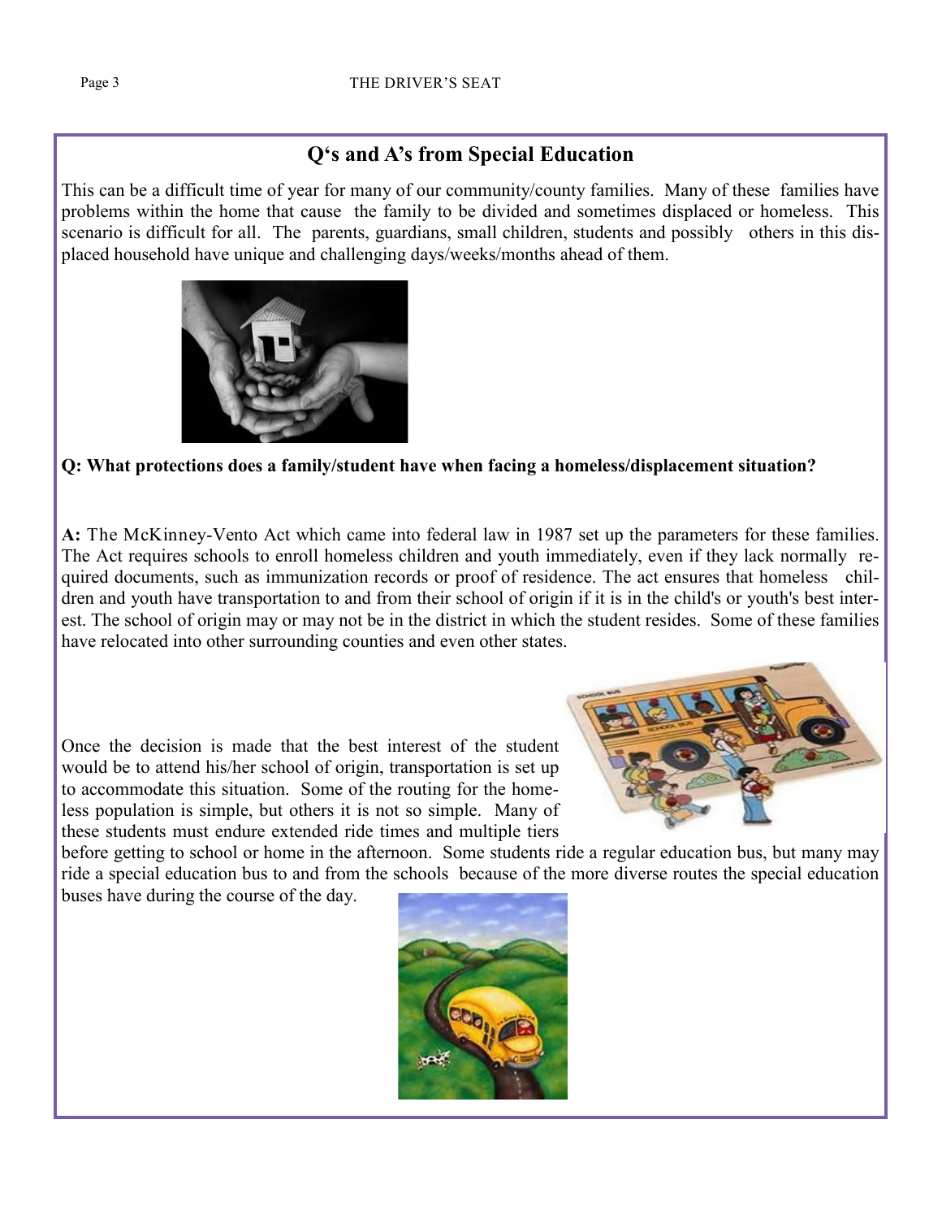## Q's and A's from Special Education

This can be a difficult time of year for many of our community/county families. Many of these families have problems within the home that cause the family to be divided and sometimes displaced or homeless. This scenario is difficult for all. The parents, guardians, small children, students and possibly others in this displaced household have unique and challenging days/weeks/months ahead of them.

**Q: What protections does a family/student have when facing a homeless/displacement situation?**

**A:** The McKinney-Vento Act which came into federal law in 1987 set up the parameters for these families. The Act requires schools to enroll homeless children and youth immediately, even if they lack normally required documents, such as immunization records or proof of residence. The act ensures that homeless children and youth have transportation to and from their school of origin if it is in the child's or youth's best interest. The school of origin may or may not be in the district in which the student resides. Some of these families have relocated into other surrounding counties and even other states.

Once the decision is made that the best interest of the student would be to attend his/her school of origin, transportation is set up to accommodate this situation. Some of the routing for the homeless population is simple, but others it is not so simple. Many of these students must endure extended ride times and multiple tiers before getting to school or home in the afternoon. Some students ride a regular education bus, but many may ride a special education bus to and from the schools because of the more diverse routes the special education buses have during the course of the day.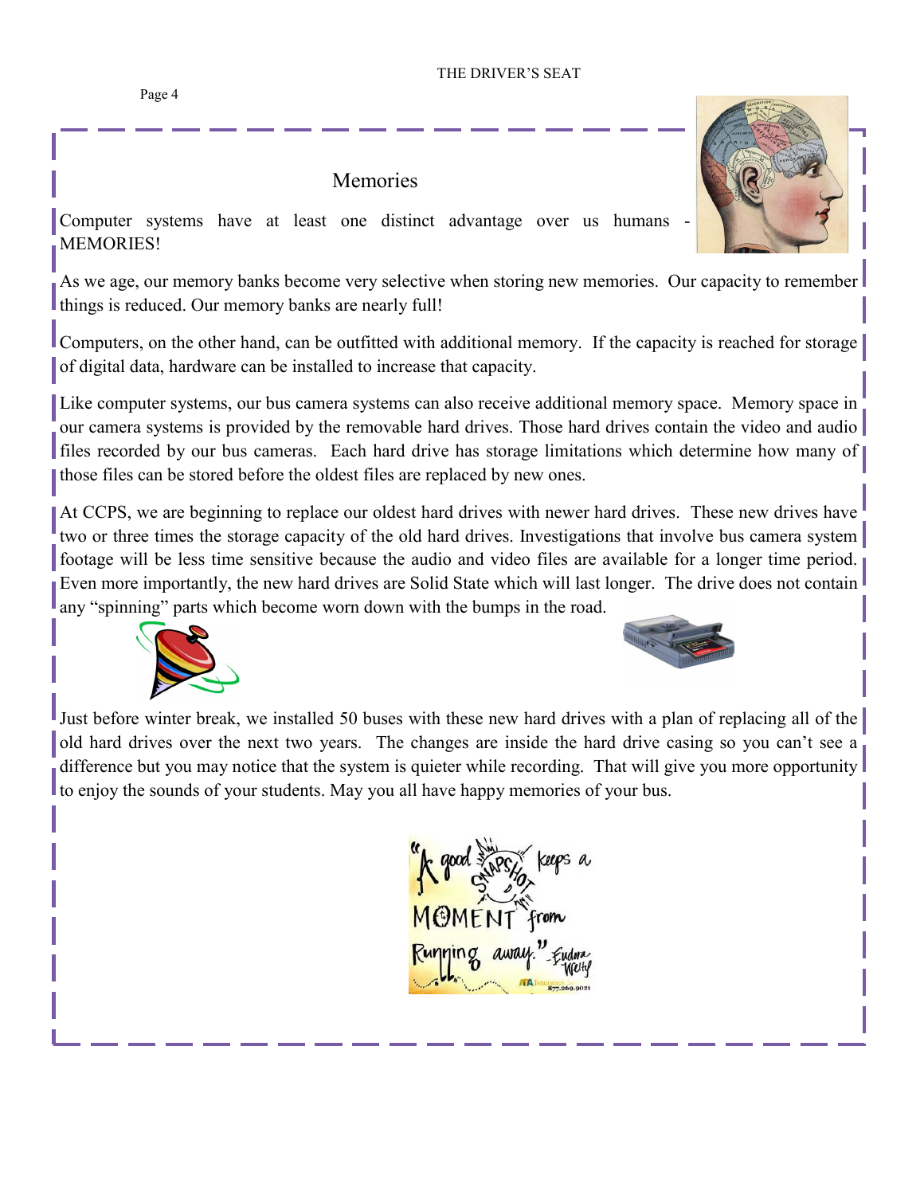# Memories

Computer systems have at least one distinct advantage over us humans - MEMORIES!

As we age, our memory banks become very selective when storing new memories. Our capacity to remember things is reduced. Our memory banks are nearly full!

Computers, on the other hand, can be outfitted with additional memory. If the capacity is reached for storage of digital data, hardware can be installed to increase that capacity.

Like computer systems, our bus camera systems can also receive additional memory space. Memory space in our camera systems is provided by the removable hard drives. Those hard drives contain the video and audio files recorded by our bus cameras. Each hard drive has storage limitations which determine how many of those files can be stored before the oldest files are replaced by new ones.

At CCPS, we are beginning to replace our oldest hard drives with newer hard drives. These new drives have two or three times the storage capacity of the old hard drives. Investigations that involve bus camera system footage will be less time sensitive because the audio and video files are available for a longer time period. Even more importantly, the new hard drives are Solid State which will last longer. The drive does not contain any "spinning" parts which become worn down with the bumps in the road.

Just before winter break, we installed 50 buses with these new hard drives with a plan of replacing all of the old hard drives over the next two years. The changes are inside the hard drive casing so you can't see a difference but you may notice that the system is quieter while recording. That will give you more opportunity to enjoy the sounds of your students. May you all have happy memories of your bus.

"A good SNAPSHOT keeps a MOMENT from Running away." -Eudora Welty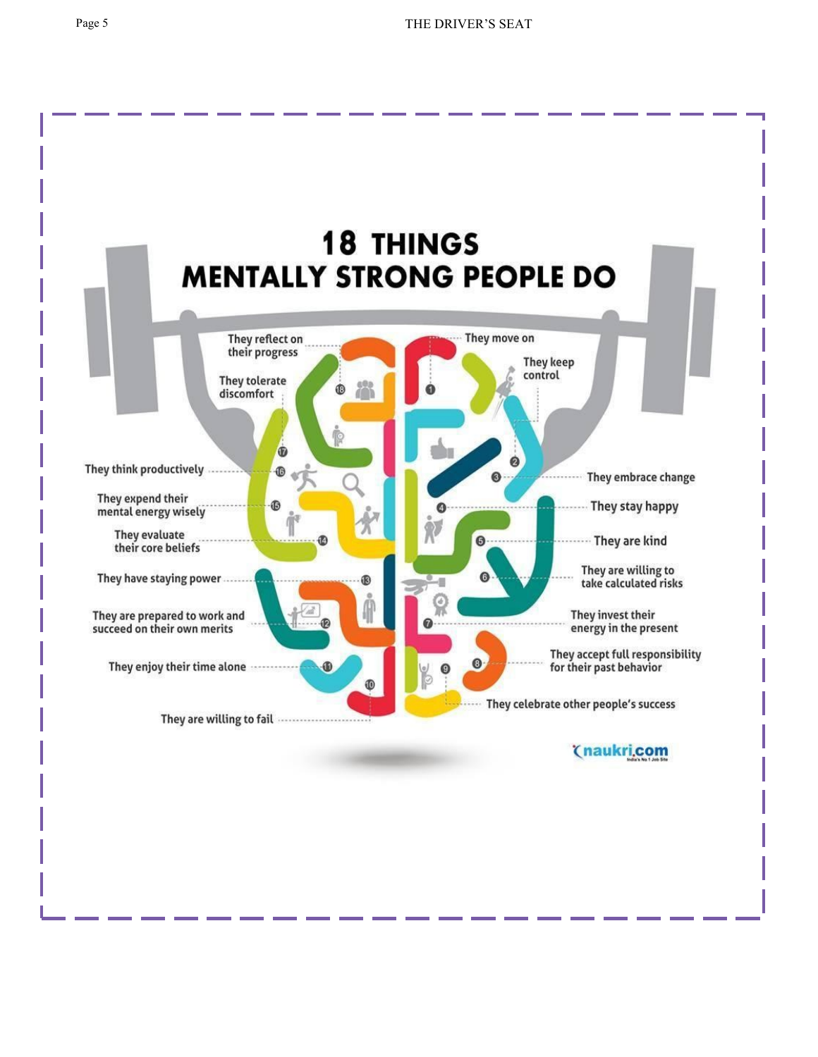# 18 THINGS MENTALLY STRONG PEOPLE DO

1. They move on
2. They keep control
3. They embrace change
4. They stay happy
5. They are kind
6. They are willing to take calculated risks
7. They invest their energy in the present
8. They accept full responsibility for their past behavior
9. They celebrate other people's success
10. They are willing to fail
11. They enjoy their time alone
12. They are prepared to work and succeed on their own merits
13. They have staying power
14. They evaluate their core beliefs
15. They expend their mental energy wisely
16. They think productively
17. They tolerate discomfort
18. They reflect on their progress

naukri.com
India's No 1 Job Site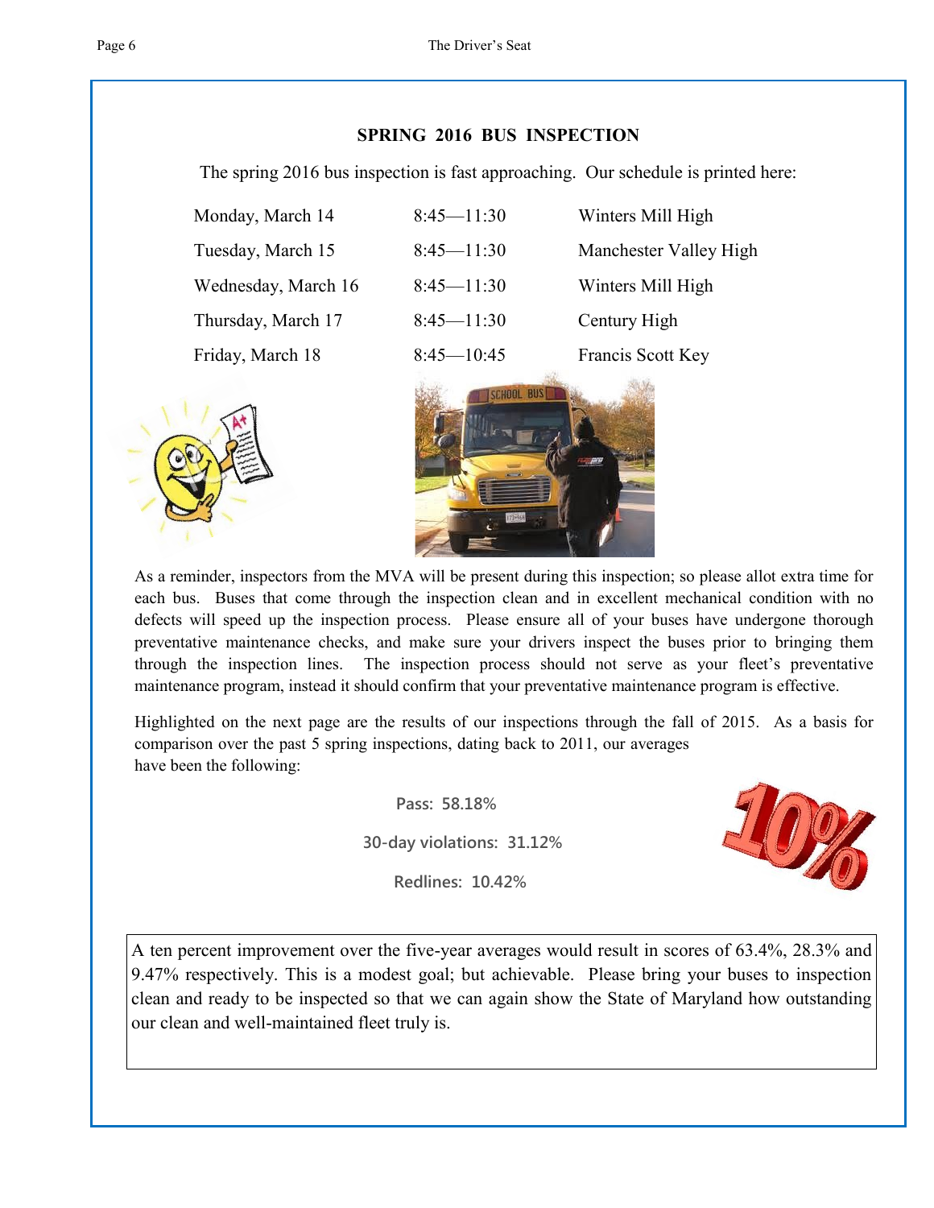## SPRING 2016 BUS INSPECTION

The spring 2016 bus inspection is fast approaching. Our schedule is printed here:

| | | |
|---|---|---|
| Monday, March 14 | 8:45—11:30 | Winters Mill High |
| Tuesday, March 15 | 8:45—11:30 | Manchester Valley High |
| Wednesday, March 16 | 8:45—11:30 | Winters Mill High |
| Thursday, March 17 | 8:45—11:30 | Century High |
| Friday, March 18 | 8:45—10:45 | Francis Scott Key |

As a reminder, inspectors from the MVA will be present during this inspection; so please allot extra time for each bus. Buses that come through the inspection clean and in excellent mechanical condition with no defects will speed up the inspection process. Please ensure all of your buses have undergone thorough preventative maintenance checks, and make sure your drivers inspect the buses prior to bringing them through the inspection lines. The inspection process should not serve as your fleet's preventative maintenance program, instead it should confirm that your preventative maintenance program is effective.

Highlighted on the next page are the results of our inspections through the fall of 2015. As a basis for comparison over the past 5 spring inspections, dating back to 2011, our averages have been the following:

**Pass: 58.18%**

**30-day violations: 31.12%**

**Redlines: 10.42%**

A ten percent improvement over the five-year averages would result in scores of 63.4%, 28.3% and 9.47% respectively. This is a modest goal; but achievable. Please bring your buses to inspection clean and ready to be inspected so that we can again show the State of Maryland how outstanding our clean and well-maintained fleet truly is.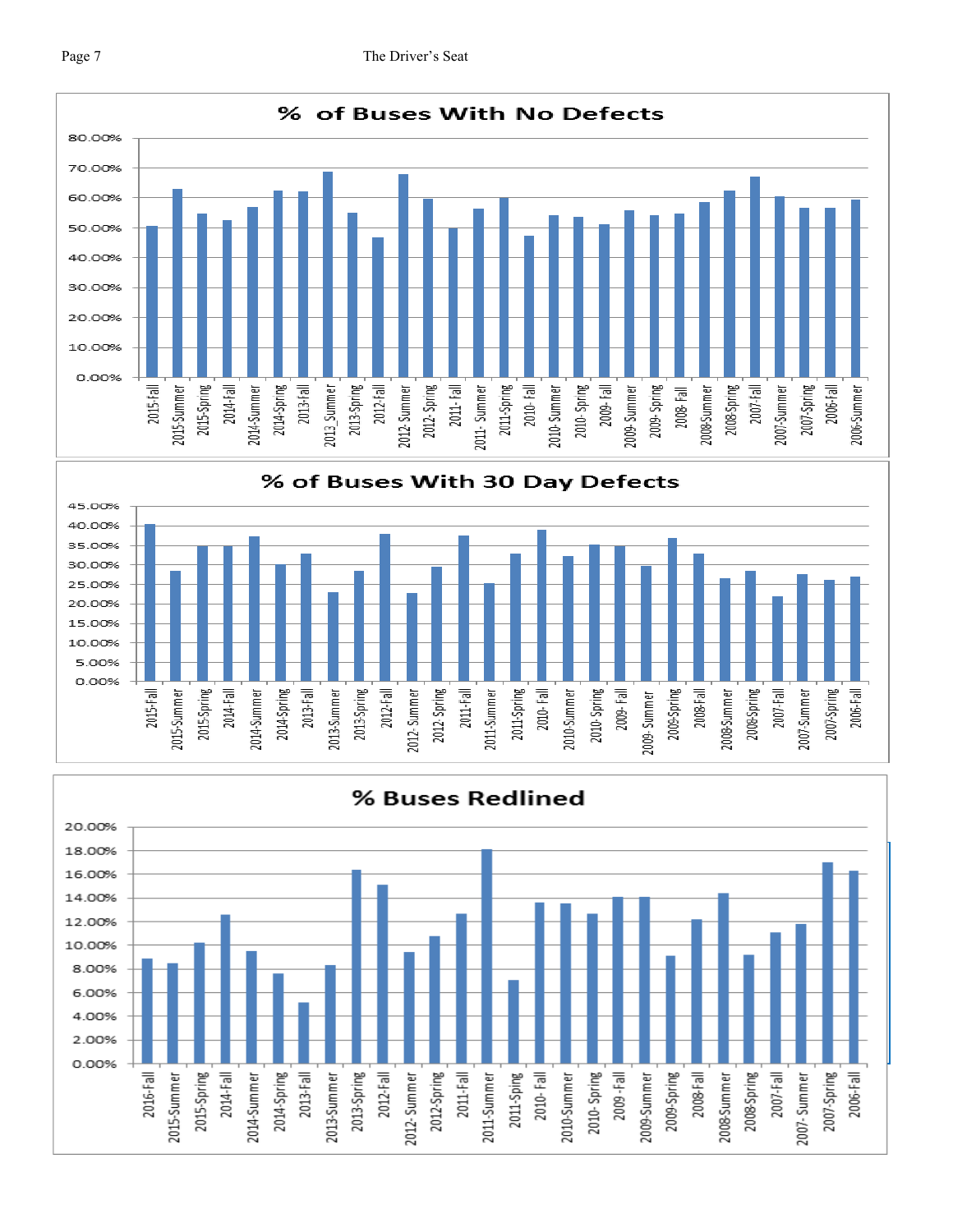## % of Buses With No Defects

| Period | % |
|---|---|
| 2015-Fall | 50.5% |
| 2015-Summer | 63% |
| 2015-Spring | 55% |
| 2014-Fall | 52.5% |
| 2014-Summer | 57% |
| 2014-Spring | 62.5% |
| 2013-Fall | 62% |
| 2013_Summer | 69% |
| 2013-Spring | 55% |
| 2012-Fall | 47% |
| 2012- Summer | 68% |
| 2012- Spring | 59.5% |
| 2011- Fall | 50% |
| 2011- Summer | 56.5% |
| 2011-Spring | 60% |
| 2010- Fall | 47.5% |
| 2010- Summer | 54% |
| 2010- Spring | 53.5% |
| 2009- Fall | 51% |
| 2009- Summer | 56% |
| 2009- Spring | 54% |
| 2008- Fall | 55% |
| 2008-Summer | 58.5% |
| 2008-Spring | 62.5% |
| 2007-Fall | 67% |
| 2007-Summer | 60.5% |
| 2007-Spring | 56.5% |
| 2006-Fall | 56.5% |
| 2006-Summer | 59.5% |

## % of Buses With 30 Day Defects

| Period | % |
|---|---|
| 2015-Fall | 40.5% |
| 2015-Summer | 28.5% |
| 2015-Spring | 35% |
| 2014-Fall | 35% |
| 2014-Summer | 37.5% |
| 2014-Spring | 30% |
| 2013-Fall | 33% |
| 2013-Summer | 23% |
| 2013-Spring | 28.5% |
| 2012-Fall | 38% |
| 2012- Summer | 23% |
| 2012- Spring | 29.5% |
| 2011-Fall | 37.5% |
| 2011-Summer | 25.5% |
| 2011-Spring | 33% |
| 2010- Fall | 39% |
| 2010-Summer | 32.5% |
| 2010-Spring | 35.5% |
| 2009- Fall | 35% |
| 2009- Summer | 30% |
| 2009-Spring | 37% |
| 2008-Fall | 33% |
| 2008-Summer | 26.5% |
| 2008-Spring | 28.5% |
| 2007-Fall | 22% |
| 2007-Summer | 27.5% |
| 2007-Spring | 26% |
| 2006-Fall | 27% |

## % Buses Redlined

| Period | % |
|---|---|
| 2016-Fall | 8.9% |
| 2015-Summer | 8.5% |
| 2015-Spring | 10.2% |
| 2014-Fall | 12.6% |
| 2014-Summer | 9.5% |
| 2014-Spring | 7.6% |
| 2013-Fall | 5.2% |
| 2013-Summer | 8.3% |
| 2013-Spring | 16.4% |
| 2012-Fall | 15.1% |
| 2012- Summer | 9.4% |
| 2012-Spring | 10.8% |
| 2011-Fall | 12.7% |
| 2011-Summer | 18.1% |
| 2011-Sping | 7.1% |
| 2010- Fall | 13.6% |
| 2010-Summer | 13.6% |
| 2010- Spring | 12.7% |
| 2009 -Fall | 14.1% |
| 2009-Summer | 14.1% |
| 2009-Spring | 9.1% |
| 2008-Fall | 12.2% |
| 2008-Summer | 14.4% |
| 2008-Spring | 9.2% |
| 2007-Fall | 11.1% |
| 2007- Summer | 11.8% |
| 2007-Spring | 17% |
| 2006-Fall | 16.3% |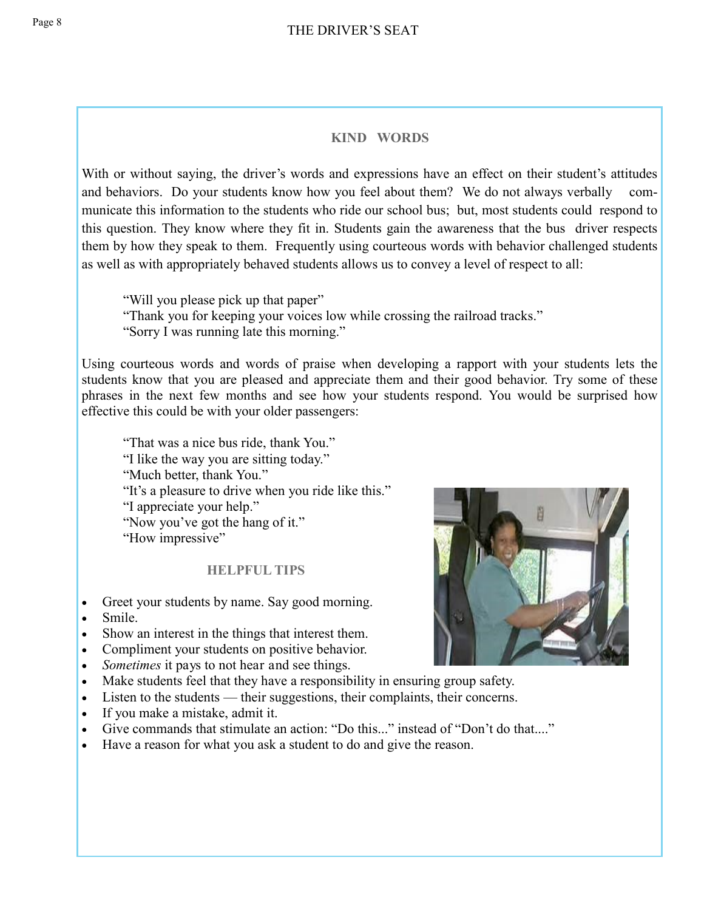## KIND WORDS

With or without saying, the driver's words and expressions have an effect on their student's attitudes and behaviors. Do your students know how you feel about them? We do not always verbally communicate this information to the students who ride our school bus; but, most students could respond to this question. They know where they fit in. Students gain the awareness that the bus driver respects them by how they speak to them. Frequently using courteous words with behavior challenged students as well as with appropriately behaved students allows us to convey a level of respect to all:

> "Will you please pick up that paper"
> "Thank you for keeping your voices low while crossing the railroad tracks."
> "Sorry I was running late this morning."

Using courteous words and words of praise when developing a rapport with your students lets the students know that you are pleased and appreciate them and their good behavior. Try some of these phrases in the next few months and see how your students respond. You would be surprised how effective this could be with your older passengers:

> "That was a nice bus ride, thank You."
> "I like the way you are sitting today."
> "Much better, thank You."
> "It's a pleasure to drive when you ride like this."
> "I appreciate your help."
> "Now you've got the hang of it."
> "How impressive"

### HELPFUL TIPS

- Greet your students by name. Say good morning.
- Smile.
- Show an interest in the things that interest them.
- Compliment your students on positive behavior.
- *Sometimes* it pays to not hear and see things.
- Make students feel that they have a responsibility in ensuring group safety.
- Listen to the students — their suggestions, their complaints, their concerns.
- If you make a mistake, admit it.
- Give commands that stimulate an action: "Do this..." instead of "Don't do that...."
- Have a reason for what you ask a student to do and give the reason.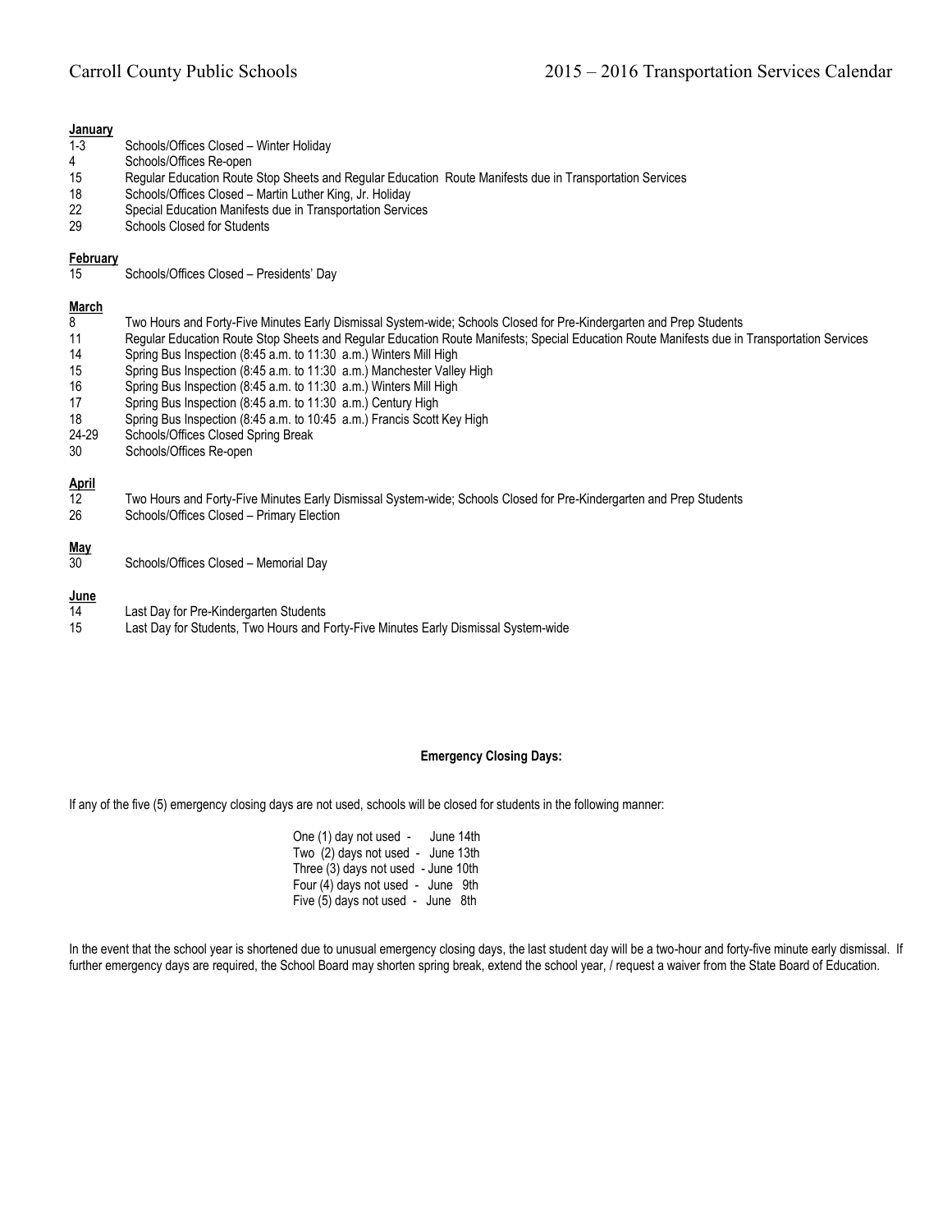**January**

1-3 Schools/Offices Closed – Winter Holiday
4 Schools/Offices Re-open
15 Regular Education Route Stop Sheets and Regular Education Route Manifests due in Transportation Services
18 Schools/Offices Closed – Martin Luther King, Jr. Holiday
22 Special Education Manifests due in Transportation Services
29 Schools Closed for Students

**February**

15 Schools/Offices Closed – Presidents' Day

**March**

8 Two Hours and Forty-Five Minutes Early Dismissal System-wide; Schools Closed for Pre-Kindergarten and Prep Students
11 Regular Education Route Stop Sheets and Regular Education Route Manifests; Special Education Route Manifests due in Transportation Services
14 Spring Bus Inspection (8:45 a.m. to 11:30 a.m.) Winters Mill High
15 Spring Bus Inspection (8:45 a.m. to 11:30 a.m.) Manchester Valley High
16 Spring Bus Inspection (8:45 a.m. to 11:30 a.m.) Winters Mill High
17 Spring Bus Inspection (8:45 a.m. to 11:30 a.m.) Century High
18 Spring Bus Inspection (8:45 a.m. to 10:45 a.m.) Francis Scott Key High
24-29 Schools/Offices Closed Spring Break
30 Schools/Offices Re-open

**April**

12 Two Hours and Forty-Five Minutes Early Dismissal System-wide; Schools Closed for Pre-Kindergarten and Prep Students
26 Schools/Offices Closed – Primary Election

**May**

30 Schools/Offices Closed – Memorial Day

**June**

14 Last Day for Pre-Kindergarten Students
15 Last Day for Students, Two Hours and Forty-Five Minutes Early Dismissal System-wide

**Emergency Closing Days:**

If any of the five (5) emergency closing days are not used, schools will be closed for students in the following manner:

One (1) day not used - June 14th
Two (2) days not used - June 13th
Three (3) days not used - June 10th
Four (4) days not used - June 9th
Five (5) days not used - June 8th

In the event that the school year is shortened due to unusual emergency closing days, the last student day will be a two-hour and forty-five minute early dismissal. If further emergency days are required, the School Board may shorten spring break, extend the school year, / request a waiver from the State Board of Education.